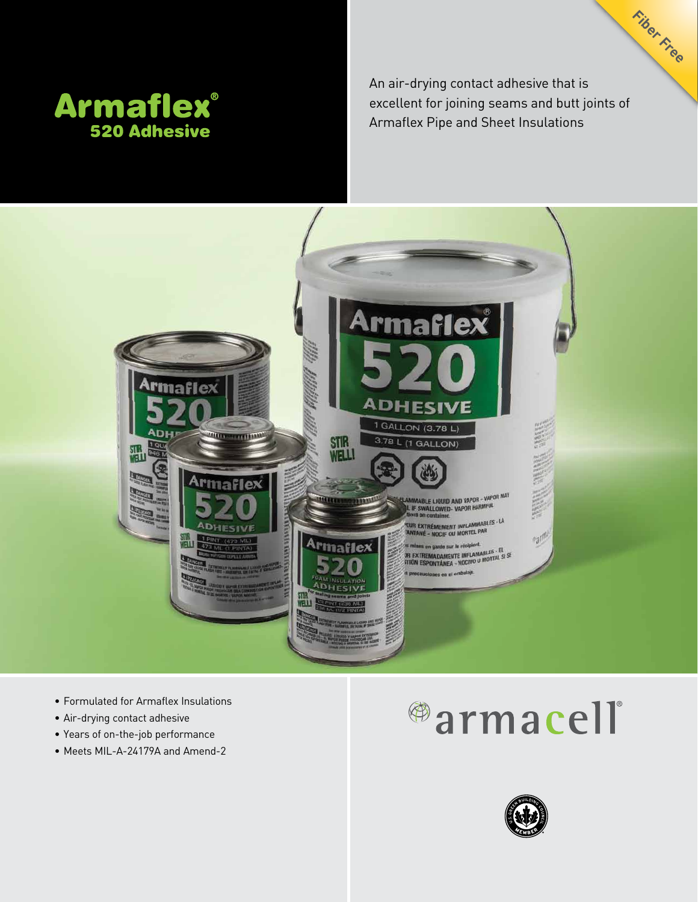# Armaflex®

## 520 Adhesive

Fiber Free

An air-drying contact adhesive that is excellent for joining seams and butt joints of Armaflex Pipe and Sheet Insulations

- Formulated for Armaflex Insulations
- Air-drying contact adhesive
- Years of on-the-job performance
- Meets MIL-A-24179A and Amend-2

armacell®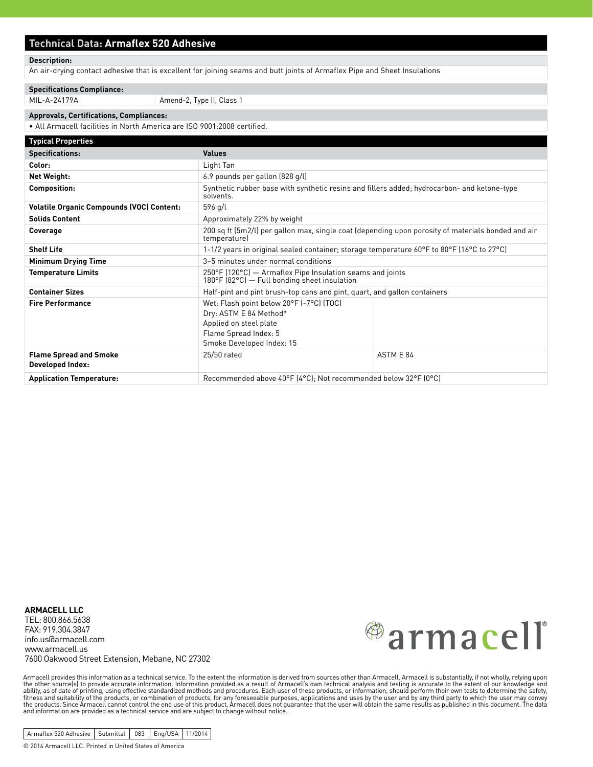# Technical Data: Armaflex 520 Adhesive

**Description:**

An air-drying contact adhesive that is excellent for joining seams and butt joints of Armaflex Pipe and Sheet Insulations

**Specifications Compliance:**

| | |
|---|---|
| MIL-A-24179A | Amend-2, Type II, Class 1 |

**Approvals, Certifications, Compliances:**

- All Armacell facilities in North America are ISO 9001:2008 certified.

**Typical Properties**

| Specifications: | Values | |
|---|---|---|
| **Color:** | Light Tan | |
| **Net Weight:** | 6.9 pounds per gallon (828 g/l) | |
| **Composition:** | Synthetic rubber base with synthetic resins and fillers added; hydrocarbon- and ketone-type solvents. | |
| **Volatile Organic Compounds (VOC) Content:** | 596 g/l | |
| **Solids Content** | Approximately 22% by weight | |
| **Coverage** | 200 sq ft (5m2/l) per gallon max, single coat (depending upon porosity of materials bonded and air temperature) | |
| **Shelf Life** | 1-1/2 years in original sealed container; storage temperature 60°F to 80°F (16°C to 27°C) | |
| **Minimum Drying Time** | 3–5 minutes under normal conditions | |
| **Temperature Limits** | 250°F (120°C) — Armaflex Pipe Insulation seams and joints<br>180°F (82°C) — Full bonding sheet insulation | |
| **Container Sizes** | Half-pint and pint brush-top cans and pint, quart, and gallon containers | |
| **Fire Performance** | Wet: Flash point below 20°F (-7°C) (TOC)<br>Dry: ASTM E 84 Method*<br>Applied on steel plate<br>Flame Spread Index: 5<br>Smoke Developed Index: 15 | |
| **Flame Spread and Smoke Developed Index:** | 25/50 rated | ASTM E 84 |
| **Application Temperature:** | Recommended above 40°F (4°C); Not recommended below 32°F (0°C) | |

**ARMACELL LLC**
TEL: 800.866.5638
FAX: 919.304.3847
info.us@armacell.com
www.armacell.us
7600 Oakwood Street Extension, Mebane, NC 27302

armacell®

Armacell provides this information as a technical service. To the extent the information is derived from sources other than Armacell, Armacell is substantially, if not wholly, relying upon the other source(s) to provide accurate information. Information provided as a result of Armacell's own technical analysis and testing is accurate to the extent of our knowledge and ability, as of date of printing, using effective standardized methods and procedures. Each user of these products, or information, should perform their own tests to determine the safety, fitness and suitability of the products, or combination of products, for any foreseeable purposes, applications and uses by the user and by any third party to which the user may convey the products. Since Armacell cannot control the end use of this product, Armacell does not guarantee that the user will obtain the same results as published in this document. The data and information are provided as a technical service and are subject to change without notice.

| | | | | |
|---|---|---|---|---|
| Armaflex 520 Adhesive | Submittal | 083 | Eng/USA | 11/2014 |

© 2014 Armacell LLC. Printed in United States of America